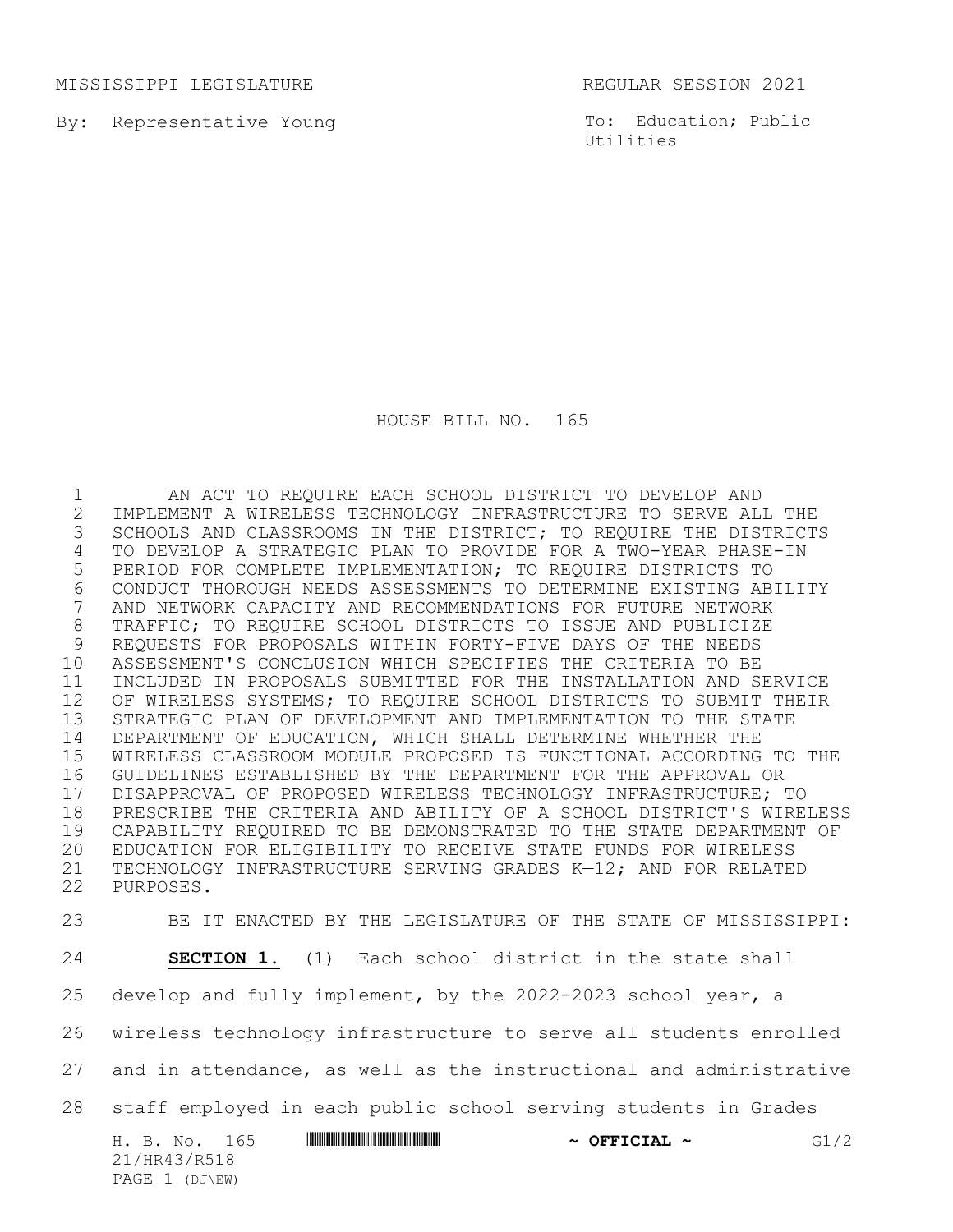MISSISSIPPI LEGISLATURE REGULAR SESSION 2021

By: Representative Young

To: Education; Public Utilities

# HOUSE BILL NO. 165

AN ACT TO REQUIRE EACH SCHOOL DISTRICT TO DEVELOP AND IMPLEMENT A WIRELESS TECHNOLOGY INFRASTRUCTURE TO SERVE ALL THE SCHOOLS AND CLASSROOMS IN THE DISTRICT; TO REQUIRE THE DISTRICTS TO DEVELOP A STRATEGIC PLAN TO PROVIDE FOR A TWO-YEAR PHASE-IN PERIOD FOR COMPLETE IMPLEMENTATION; TO REQUIRE DISTRICTS TO CONDUCT THOROUGH NEEDS ASSESSMENTS TO DETERMINE EXISTING ABILITY AND NETWORK CAPACITY AND RECOMMENDATIONS FOR FUTURE NETWORK TRAFFIC; TO REQUIRE SCHOOL DISTRICTS TO ISSUE AND PUBLICIZE REQUESTS FOR PROPOSALS WITHIN FORTY-FIVE DAYS OF THE NEEDS ASSESSMENT'S CONCLUSION WHICH SPECIFIES THE CRITERIA TO BE INCLUDED IN PROPOSALS SUBMITTED FOR THE INSTALLATION AND SERVICE OF WIRELESS SYSTEMS; TO REQUIRE SCHOOL DISTRICTS TO SUBMIT THEIR STRATEGIC PLAN OF DEVELOPMENT AND IMPLEMENTATION TO THE STATE DEPARTMENT OF EDUCATION, WHICH SHALL DETERMINE WHETHER THE WIRELESS CLASSROOM MODULE PROPOSED IS FUNCTIONAL ACCORDING TO THE GUIDELINES ESTABLISHED BY THE DEPARTMENT FOR THE APPROVAL OR DISAPPROVAL OF PROPOSED WIRELESS TECHNOLOGY INFRASTRUCTURE; TO PRESCRIBE THE CRITERIA AND ABILITY OF A SCHOOL DISTRICT'S WIRELESS CAPABILITY REQUIRED TO BE DEMONSTRATED TO THE STATE DEPARTMENT OF EDUCATION FOR ELIGIBILITY TO RECEIVE STATE FUNDS FOR WIRELESS TECHNOLOGY INFRASTRUCTURE SERVING GRADES K—12; AND FOR RELATED PURPOSES.

BE IT ENACTED BY THE LEGISLATURE OF THE STATE OF MISSISSIPPI:

**SECTION 1.** (1) Each school district in the state shall develop and fully implement, by the 2022-2023 school year, a wireless technology infrastructure to serve all students enrolled and in attendance, as well as the instructional and administrative staff employed in each public school serving students in Grades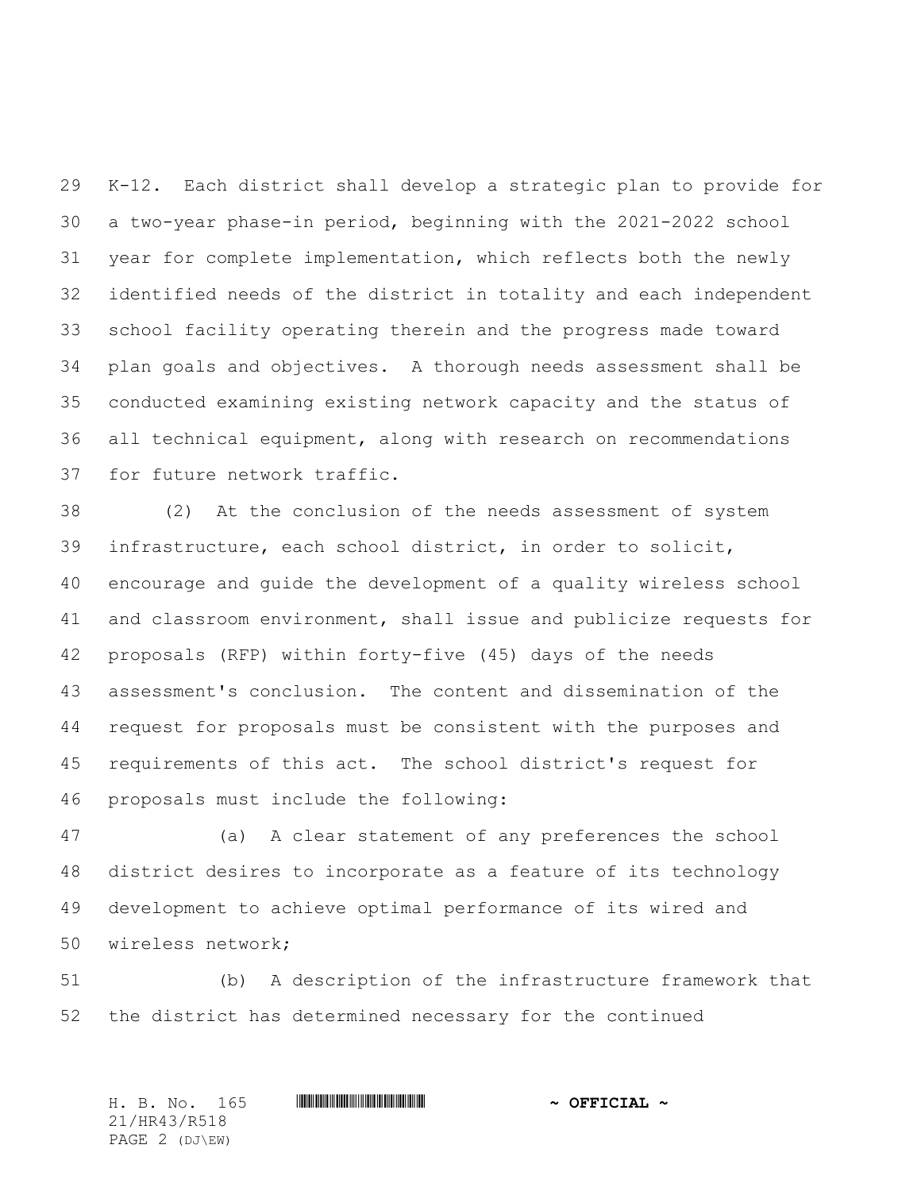K-12. Each district shall develop a strategic plan to provide for a two-year phase-in period, beginning with the 2021-2022 school year for complete implementation, which reflects both the newly identified needs of the district in totality and each independent school facility operating therein and the progress made toward plan goals and objectives. A thorough needs assessment shall be conducted examining existing network capacity and the status of all technical equipment, along with research on recommendations for future network traffic.

(2) At the conclusion of the needs assessment of system infrastructure, each school district, in order to solicit, encourage and guide the development of a quality wireless school and classroom environment, shall issue and publicize requests for proposals (RFP) within forty-five (45) days of the needs assessment's conclusion. The content and dissemination of the request for proposals must be consistent with the purposes and requirements of this act. The school district's request for proposals must include the following:

(a) A clear statement of any preferences the school district desires to incorporate as a feature of its technology development to achieve optimal performance of its wired and wireless network;

(b) A description of the infrastructure framework that the district has determined necessary for the continued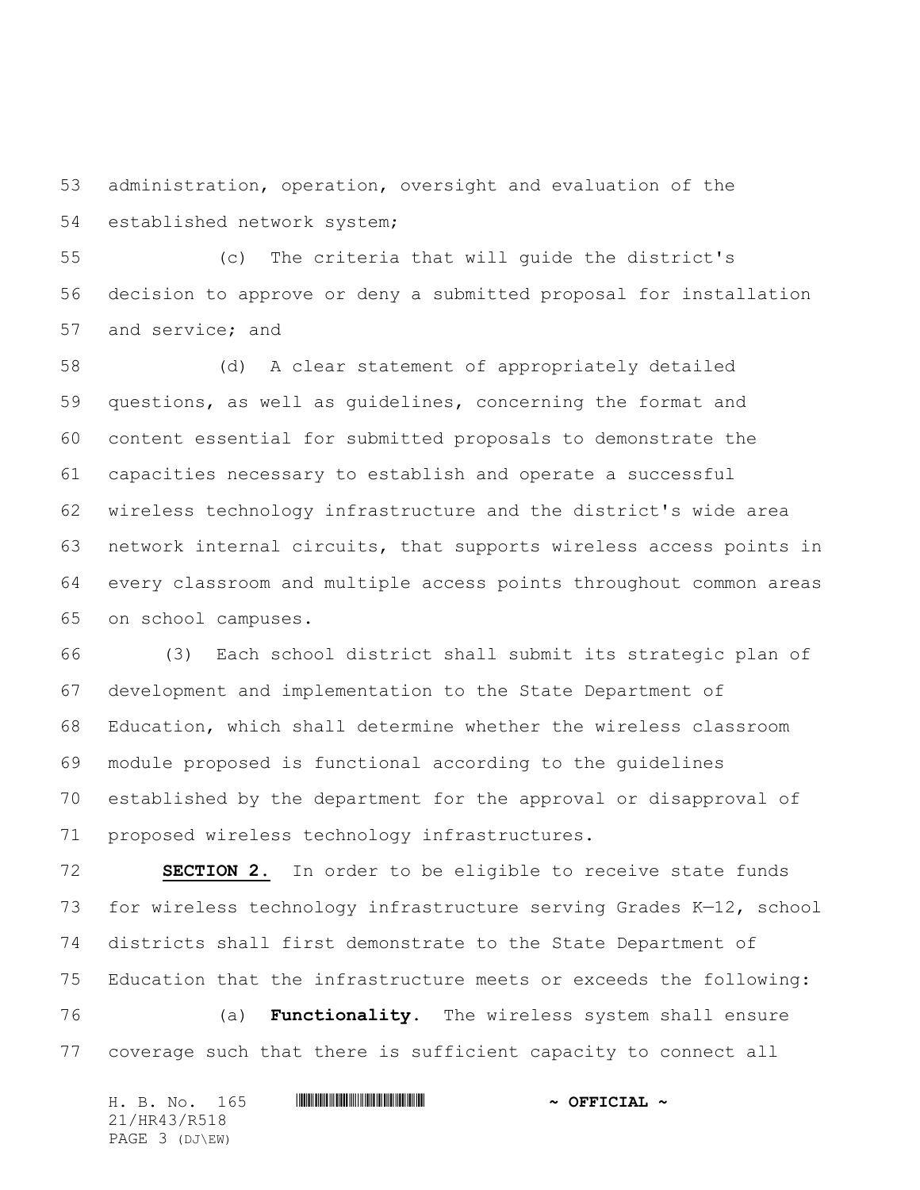administration, operation, oversight and evaluation of the established network system;

(c) The criteria that will guide the district's decision to approve or deny a submitted proposal for installation and service; and

(d) A clear statement of appropriately detailed questions, as well as guidelines, concerning the format and content essential for submitted proposals to demonstrate the capacities necessary to establish and operate a successful wireless technology infrastructure and the district's wide area network internal circuits, that supports wireless access points in every classroom and multiple access points throughout common areas on school campuses.

(3) Each school district shall submit its strategic plan of development and implementation to the State Department of Education, which shall determine whether the wireless classroom module proposed is functional according to the guidelines established by the department for the approval or disapproval of proposed wireless technology infrastructures.

**SECTION 2.** In order to be eligible to receive state funds for wireless technology infrastructure serving Grades K—12, school districts shall first demonstrate to the State Department of Education that the infrastructure meets or exceeds the following:

(a) **Functionality.** The wireless system shall ensure coverage such that there is sufficient capacity to connect all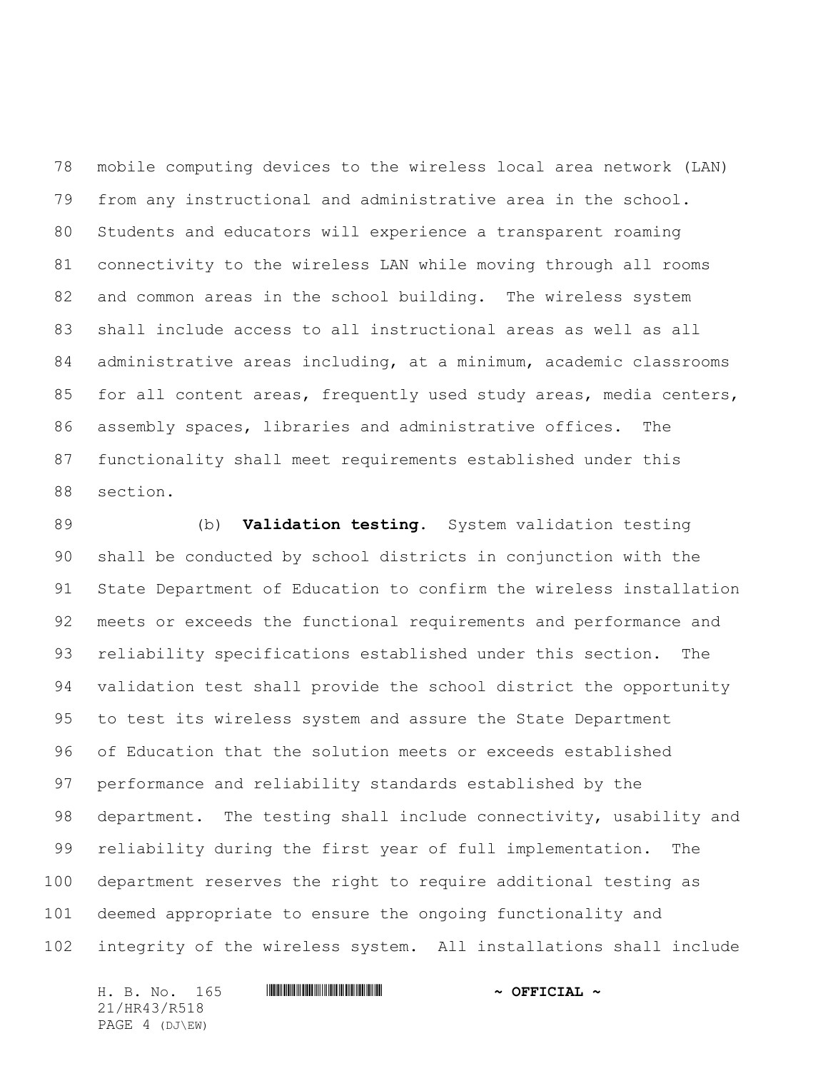mobile computing devices to the wireless local area network (LAN) from any instructional and administrative area in the school. Students and educators will experience a transparent roaming connectivity to the wireless LAN while moving through all rooms and common areas in the school building. The wireless system shall include access to all instructional areas as well as all administrative areas including, at a minimum, academic classrooms for all content areas, frequently used study areas, media centers, assembly spaces, libraries and administrative offices. The functionality shall meet requirements established under this section.

(b) **Validation testing.** System validation testing shall be conducted by school districts in conjunction with the State Department of Education to confirm the wireless installation meets or exceeds the functional requirements and performance and reliability specifications established under this section. The validation test shall provide the school district the opportunity to test its wireless system and assure the State Department of Education that the solution meets or exceeds established performance and reliability standards established by the department. The testing shall include connectivity, usability and reliability during the first year of full implementation. The department reserves the right to require additional testing as deemed appropriate to ensure the ongoing functionality and integrity of the wireless system. All installations shall include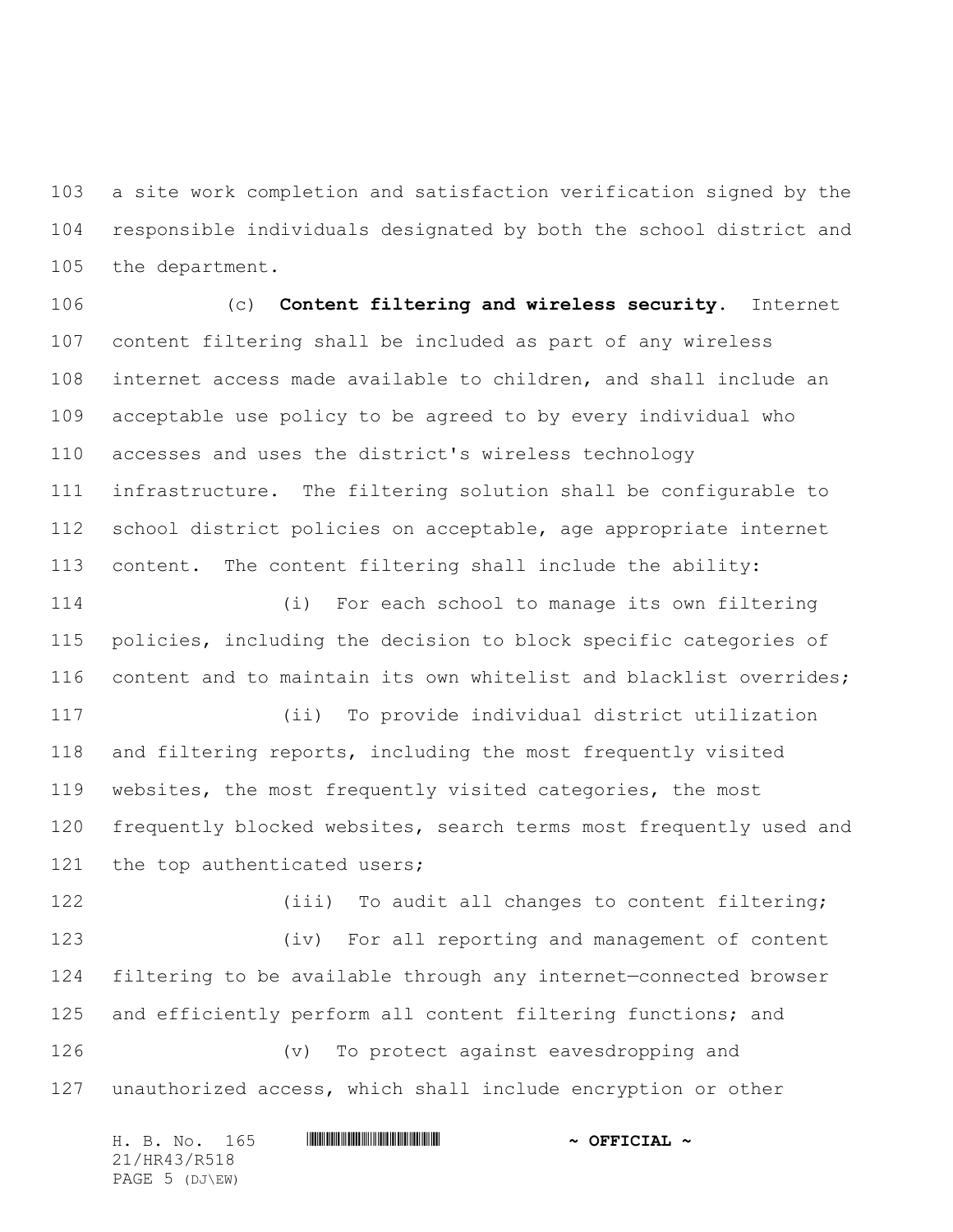a site work completion and satisfaction verification signed by the responsible individuals designated by both the school district and the department.

(c) **Content filtering and wireless security.** Internet content filtering shall be included as part of any wireless internet access made available to children, and shall include an acceptable use policy to be agreed to by every individual who accesses and uses the district's wireless technology infrastructure. The filtering solution shall be configurable to school district policies on acceptable, age appropriate internet content. The content filtering shall include the ability:

(i) For each school to manage its own filtering policies, including the decision to block specific categories of content and to maintain its own whitelist and blacklist overrides;

(ii) To provide individual district utilization and filtering reports, including the most frequently visited websites, the most frequently visited categories, the most frequently blocked websites, search terms most frequently used and the top authenticated users;

(iii) To audit all changes to content filtering;

(iv) For all reporting and management of content filtering to be available through any internet—connected browser and efficiently perform all content filtering functions; and

(v) To protect against eavesdropping and unauthorized access, which shall include encryption or other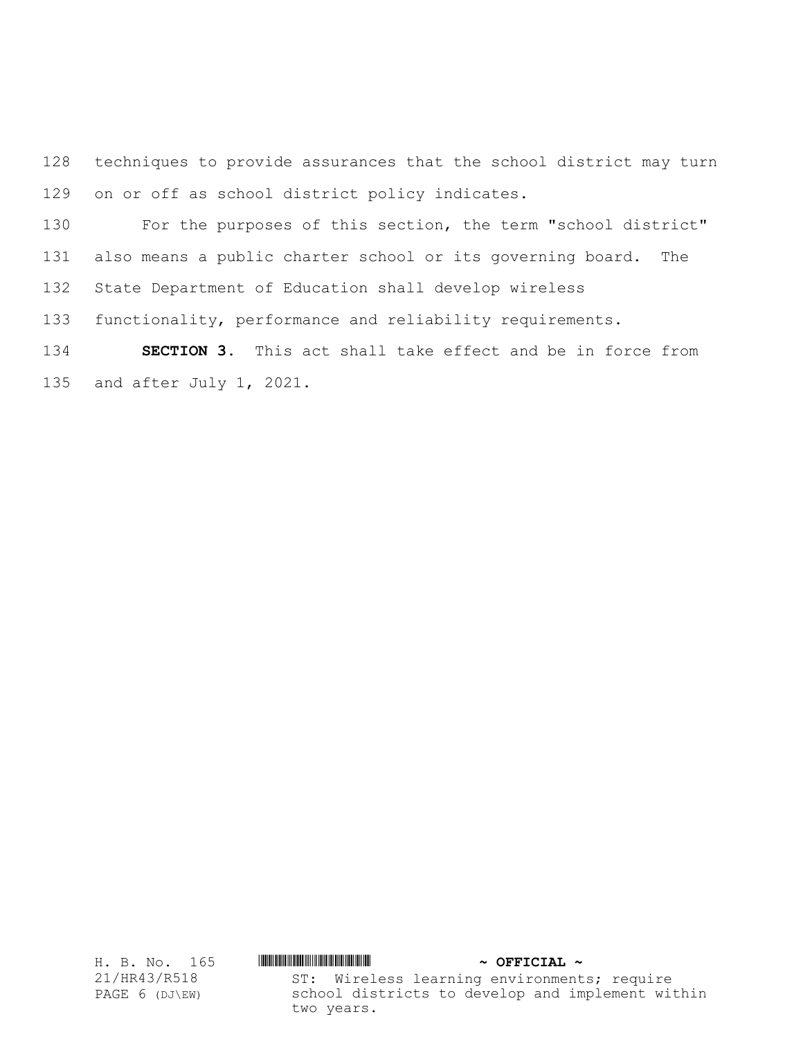techniques to provide assurances that the school district may turn on or off as school district policy indicates.

For the purposes of this section, the term "school district" also means a public charter school or its governing board. The State Department of Education shall develop wireless functionality, performance and reliability requirements.

**SECTION 3.** This act shall take effect and be in force from and after July 1, 2021.

H. B. No. 165 ~ OFFICIAL ~
21/HR43/R518
ST: Wireless learning environments; require school districts to develop and implement within two years.